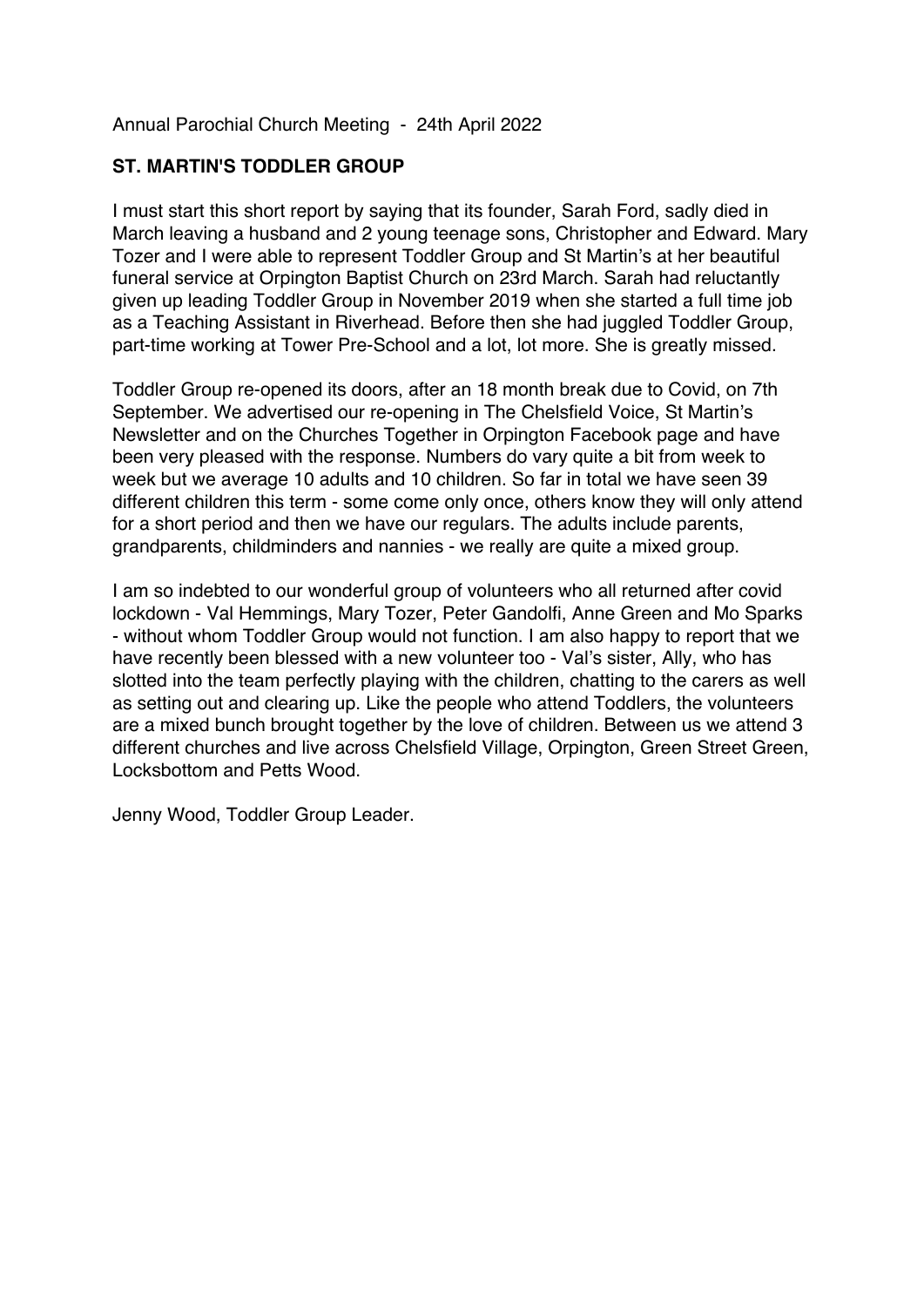Annual Parochial Church Meeting - 24th April 2022

**ST. MARTIN'S TODDLER GROUP**

I must start this short report by saying that its founder, Sarah Ford, sadly died in March leaving a husband and 2 young teenage sons, Christopher and Edward. Mary Tozer and I were able to represent Toddler Group and St Martin's at her beautiful funeral service at Orpington Baptist Church on 23rd March. Sarah had reluctantly given up leading Toddler Group in November 2019 when she started a full time job as a Teaching Assistant in Riverhead. Before then she had juggled Toddler Group, part-time working at Tower Pre-School and a lot, lot more. She is greatly missed.

Toddler Group re-opened its doors, after an 18 month break due to Covid, on 7th September. We advertised our re-opening in The Chelsfield Voice, St Martin's Newsletter and on the Churches Together in Orpington Facebook page and have been very pleased with the response. Numbers do vary quite a bit from week to week but we average 10 adults and 10 children. So far in total we have seen 39 different children this term - some come only once, others know they will only attend for a short period and then we have our regulars. The adults include parents, grandparents, childminders and nannies - we really are quite a mixed group.

I am so indebted to our wonderful group of volunteers who all returned after covid lockdown - Val Hemmings, Mary Tozer, Peter Gandolfi, Anne Green and Mo Sparks - without whom Toddler Group would not function. I am also happy to report that we have recently been blessed with a new volunteer too - Val's sister, Ally, who has slotted into the team perfectly playing with the children, chatting to the carers as well as setting out and clearing up. Like the people who attend Toddlers, the volunteers are a mixed bunch brought together by the love of children. Between us we attend 3 different churches and live across Chelsfield Village, Orpington, Green Street Green, Locksbottom and Petts Wood.

Jenny Wood, Toddler Group Leader.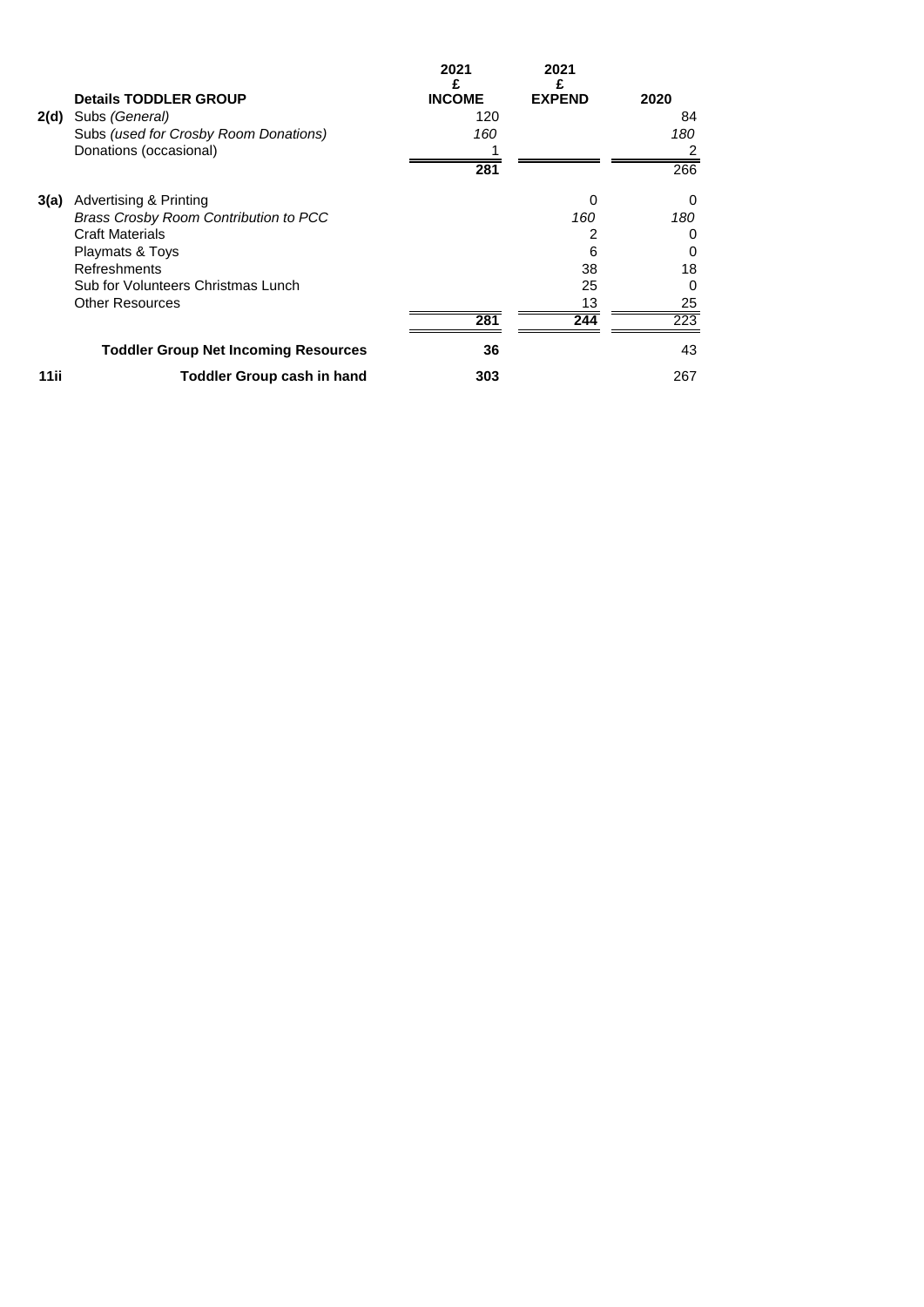| | | 2021 £ INCOME | 2021 £ EXPEND | 2020 |
|---|---|---|---|---|
| | **Details TODDLER GROUP** | | | |
| **2(d)** | Subs *(General)* | 120 | | 84 |
| | Subs *(used for Crosby Room Donations)* | *160* | | *180* |
| | Donations (occasional) | 1 | | 2 |
| | | **281** | | 266 |
| **3(a)** | Advertising & Printing | | 0 | 0 |
| | *Brass Crosby Room Contribution to PCC* | | *160* | *180* |
| | Craft Materials | | 2 | 0 |
| | Playmats & Toys | | 6 | 0 |
| | Refreshments | | 38 | 18 |
| | Sub for Volunteers Christmas Lunch | | 25 | 0 |
| | Other Resources | | 13 | 25 |
| | | **281** | **244** | 223 |
| | **Toddler Group Net Incoming Resources** | **36** | | 43 |
| **11ii** | **Toddler Group cash in hand** | **303** | | 267 |